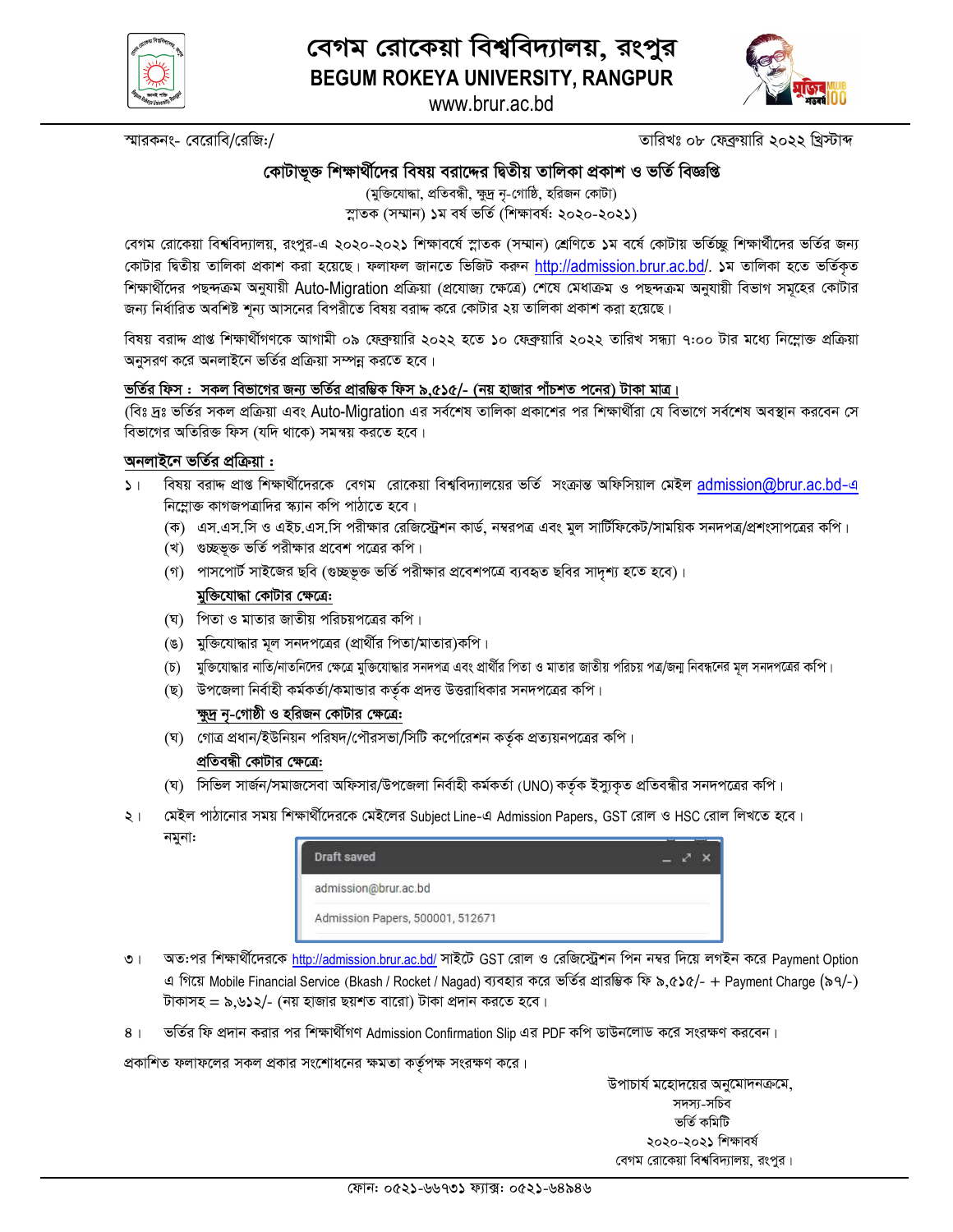# বেগম রোকেয়া বিশ্ববিদ্যালয়, রংপুর

## BEGUM ROKEYA UNIVERSITY, RANGPUR

www.brur.ac.bd

স্মারকনং- বেরোবি/রেজি:/ তারিখঃ ০৮ ফেব্রুয়ারি ২০২২ খ্রিস্টাব্দ

### কোটাভুক্ত শিক্ষার্থীদের বিষয় বরাদ্দের দ্বিতীয় তালিকা প্রকাশ ও ভর্তি বিজ্ঞপ্তি

(মুক্তিযোদ্ধা, প্রতিবন্ধী, ক্ষুদ্র নৃ-গোষ্ঠি, হরিজন কোটা)

স্নাতক (সম্মান) ১ম বর্ষ ভর্তি (শিক্ষাবর্ষ: ২০২০-২০২১)

বেগম রোকেয়া বিশ্ববিদ্যালয়, রংপুর-এ ২০২০-২০২১ শিক্ষাবর্ষে স্নাতক (সম্মান) শ্রেণিতে ১ম বর্ষে কোটায় ভর্তিচ্ছু শিক্ষার্থীদের ভর্তির জন্য কোটার দ্বিতীয় তালিকা প্রকাশ করা হয়েছে। ফলাফল জানতে ভিজিট করুন http://admission.brur.ac.bd/. ১ম তালিকা হতে ভর্তিকৃত শিক্ষার্থীদের পছন্দক্রম অনুযায়ী Auto-Migration প্রক্রিয়া (প্রযোজ্য ক্ষেত্রে) শেষে মেধাক্রম ও পছন্দক্রম অনুযায়ী বিভাগ সমূহের কোটার জন্য নির্ধারিত অবশিষ্ট শূন্য আসনের বিপরীতে বিষয় বরাদ্দ করে কোটার ২য় তালিকা প্রকাশ করা হয়েছে।

বিষয় বরাদ্দ প্রাপ্ত শিক্ষার্থীগণকে আগামী ০৯ ফেব্রুয়ারি ২০২২ হতে ১০ ফেব্রুয়ারি ২০২২ তারিখ সন্ধ্যা ৭:০০ টার মধ্যে নিম্নোক্ত প্রক্রিয়া অনুসরণ করে অনলাইনে ভর্তির প্রক্রিয়া সম্পন্ন করতে হবে।

**ভর্তির ফিস : সকল বিভাগের জন্য ভর্তির প্রারম্ভিক ফিস ৯,৫১৫/- (নয় হাজার পাঁচশত পনের) টাকা মাত্র।**

(বিঃ দ্রঃ ভর্তির সকল প্রক্রিয়া এবং Auto-Migration এর সর্বশেষ তালিকা প্রকাশের পর শিক্ষার্থীরা যে বিভাগে সর্বশেষ অবস্থান করবেন সে বিভাগের অতিরিক্ত ফিস (যদি থাকে) সমন্বয় করতে হবে।

**অনলাইনে ভর্তির প্রক্রিয়া :**

১। বিষয় বরাদ্দ প্রাপ্ত শিক্ষার্থীদেরকে বেগম রোকেয়া বিশ্ববিদ্যালয়ের ভর্তি সংক্রান্ত অফিসিয়াল মেইল admission@brur.ac.bd-এ নিম্নোক্ত কাগজপত্রাদির স্ক্যান কপি পাঠাতে হবে।

(ক) এস.এস.সি ও এইচ.এস.সি পরীক্ষার রেজিস্ট্রেশন কার্ড, নম্বরপত্র এবং মুল সার্টিফিকেট/সাময়িক সনদপত্র/প্রশংসাপত্রের কপি।

(খ) গুচ্ছভূক্ত ভর্তি পরীক্ষার প্রবেশ পত্রের কপি।

(গ) পাসপোর্ট সাইজের ছবি (গুচ্ছভূক্ত ভর্তি পরীক্ষার প্রবেশপত্রে ব্যবহৃত ছবির সাদৃশ্য হতে হবে)।

**মুক্তিযোদ্ধা কোটার ক্ষেত্রে:**

(ঘ) পিতা ও মাতার জাতীয় পরিচয়পত্রের কপি।

(ঙ) মুক্তিযোদ্ধার মূল সনদপত্রের (প্রার্থীর পিতা/মাতার)কপি।

(চ) মুক্তিযোদ্ধার নাতি/নাতনিদের ক্ষেত্রে মুক্তিযোদ্ধার সনদপত্র এবং প্রার্থীর পিতা ও মাতার জাতীয় পরিচয় পত্র/জন্ম নিবন্ধনের মূল সনদপত্রের কপি।

(ছ) উপজেলা নির্বাহী কর্মকর্তা/কমান্ডার কর্তৃক প্রদত্ত উত্তরাধিকার সনদপত্রের কপি।

**ক্ষুদ্র নৃ-গোষ্ঠী ও হরিজন কোটার ক্ষেত্রে:**

(ঘ) গোত্র প্রধান/ইউনিয়ন পরিষদ/পৌরসভা/সিটি কর্পোরেশন কর্তৃক প্রত্যয়নপত্রের কপি।

**প্রতিবন্ধী কোটার ক্ষেত্রে:**

(ঘ) সিভিল সার্জন/সমাজসেবা অফিসার/উপজেলা নির্বাহী কর্মকর্তা (UNO) কর্তৃক ইস্যুকৃত প্রতিবন্ধীর সনদপত্রের কপি।

২। মেইল পাঠানোর সময় শিক্ষার্থীদেরকে মেইলের Subject Line-এ Admission Papers, GST রোল ও HSC রোল লিখতে হবে।

নমুনা:

```
Draft saved
admission@brur.ac.bd
Admission Papers, 500001, 512671
```

৩। অত:পর শিক্ষার্থীদেরকে http://admission.brur.ac.bd/ সাইটে GST রোল ও রেজিস্ট্রেশন পিন নম্বর দিয়ে লগইন করে Payment Option এ গিয়ে Mobile Financial Service (Bkash / Rocket / Nagad) ব্যবহার করে ভর্তির প্রারম্ভিক ফি ৯,৫১৫/- + Payment Charge (৯৭/-) টাকাসহ = ৯,৬১২/- (নয় হাজার ছয়শত বারো) টাকা প্রদান করতে হবে।

৪। ভর্তির ফি প্রদান করার পর শিক্ষার্থীগণ Admission Confirmation Slip এর PDF কপি ডাউনলোড করে সংরক্ষণ করবেন।

প্রকাশিত ফলাফলের সকল প্রকার সংশোধনের ক্ষমতা কর্তৃপক্ষ সংরক্ষণ করে।

উপাচার্য মহোদয়ের অনুমোদনক্রমে,
সদস্য-সচিব
ভর্তি কমিটি
২০২০-২০২১ শিক্ষাবর্ষ
বেগম রোকেয়া বিশ্ববিদ্যালয়, রংপুর।

ফোন: ০৫২১-৬৬৭৩১ ফ্যাক্স: ০৫২১-৬৪৯৪৬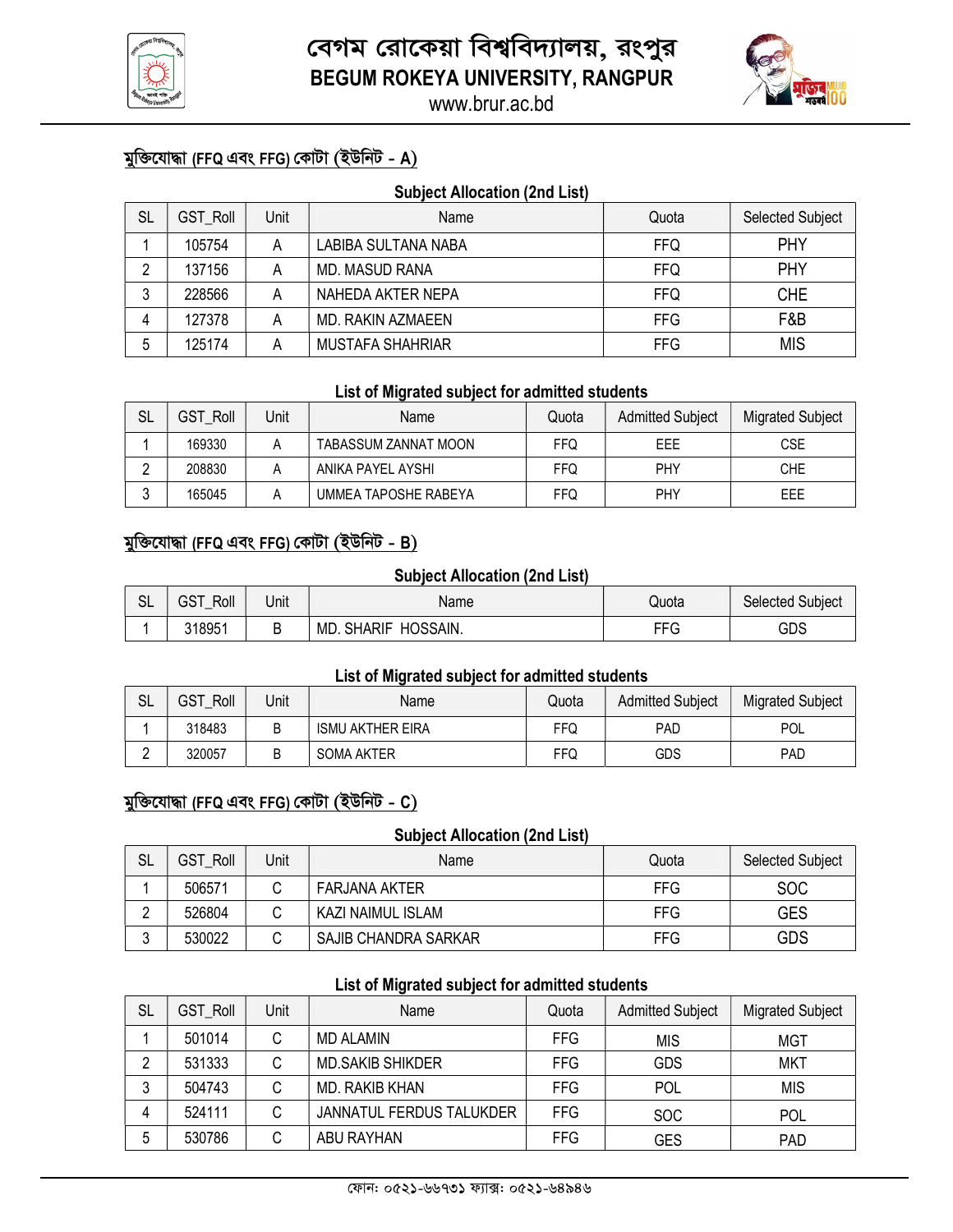# বেগম রোকেয়া বিশ্ববিদ্যালয়, রংপুর
# BEGUM ROKEYA UNIVERSITY, RANGPUR

www.brur.ac.bd

## মুক্তিযোদ্ধা (FFQ এবং FFG) কোটা (ইউনিট - A)

### Subject Allocation (2nd List)

| SL | GST_Roll | Unit | Name | Quota | Selected Subject |
|---|---|---|---|---|---|
| 1 | 105754 | A | LABIBA SULTANA NABA | FFQ | PHY |
| 2 | 137156 | A | MD. MASUD RANA | FFQ | PHY |
| 3 | 228566 | A | NAHEDA AKTER NEPA | FFQ | CHE |
| 4 | 127378 | A | MD. RAKIN AZMAEEN | FFG | F&B |
| 5 | 125174 | A | MUSTAFA SHAHRIAR | FFG | MIS |

### List of Migrated subject for admitted students

| SL | GST_Roll | Unit | Name | Quota | Admitted Subject | Migrated Subject |
|---|---|---|---|---|---|---|
| 1 | 169330 | A | TABASSUM ZANNAT MOON | FFQ | EEE | CSE |
| 2 | 208830 | A | ANIKA PAYEL AYSHI | FFQ | PHY | CHE |
| 3 | 165045 | A | UMMEA TAPOSHE RABEYA | FFQ | PHY | EEE |

## মুক্তিযোদ্ধা (FFQ এবং FFG) কোটা (ইউনিট - B)

### Subject Allocation (2nd List)

| SL | GST_Roll | Unit | Name | Quota | Selected Subject |
|---|---|---|---|---|---|
| 1 | 318951 | B | MD. SHARIF HOSSAIN. | FFG | GDS |

### List of Migrated subject for admitted students

| SL | GST_Roll | Unit | Name | Quota | Admitted Subject | Migrated Subject |
|---|---|---|---|---|---|---|
| 1 | 318483 | B | ISMU AKTHER EIRA | FFQ | PAD | POL |
| 2 | 320057 | B | SOMA AKTER | FFQ | GDS | PAD |

## মুক্তিযোদ্ধা (FFQ এবং FFG) কোটা (ইউনিট - C)

### Subject Allocation (2nd List)

| SL | GST_Roll | Unit | Name | Quota | Selected Subject |
|---|---|---|---|---|---|
| 1 | 506571 | C | FARJANA AKTER | FFG | SOC |
| 2 | 526804 | C | KAZI NAIMUL ISLAM | FFG | GES |
| 3 | 530022 | C | SAJIB CHANDRA SARKAR | FFG | GDS |

### List of Migrated subject for admitted students

| SL | GST_Roll | Unit | Name | Quota | Admitted Subject | Migrated Subject |
|---|---|---|---|---|---|---|
| 1 | 501014 | C | MD ALAMIN | FFG | MIS | MGT |
| 2 | 531333 | C | MD.SAKIB SHIKDER | FFG | GDS | MKT |
| 3 | 504743 | C | MD. RAKIB KHAN | FFG | POL | MIS |
| 4 | 524111 | C | JANNATUL FERDUS TALUKDER | FFG | SOC | POL |
| 5 | 530786 | C | ABU RAYHAN | FFG | GES | PAD |

ফোন: ০৫২১-৬৬৭৩১ ফ্যাক্স: ০৫২১-৬৪৯৪৬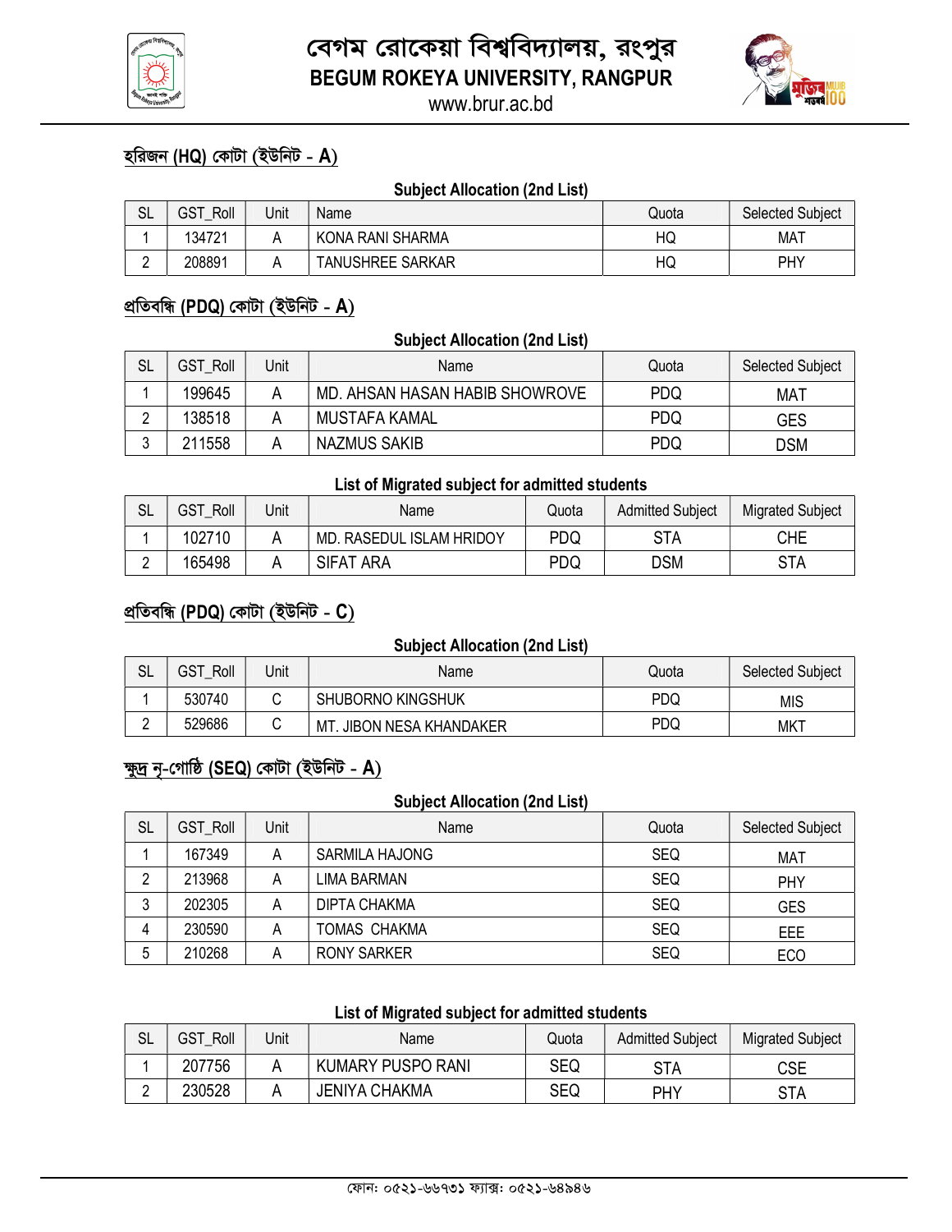# বেগম রোকেয়া বিশ্ববিদ্যালয়, রংপুর
# BEGUM ROKEYA UNIVERSITY, RANGPUR
www.brur.ac.bd

## হরিজন (HQ) কোটা (ইউনিট - A)

**Subject Allocation (2nd List)**

| SL | GST_Roll | Unit | Name | Quota | Selected Subject |
|---|---|---|---|---|---|
| 1 | 134721 | A | KONA RANI SHARMA | HQ | MAT |
| 2 | 208891 | A | TANUSHREE SARKAR | HQ | PHY |

## প্রতিবন্ধি (PDQ) কোটা (ইউনিট - A)

**Subject Allocation (2nd List)**

| SL | GST_Roll | Unit | Name | Quota | Selected Subject |
|---|---|---|---|---|---|
| 1 | 199645 | A | MD. AHSAN HASAN HABIB SHOWROVE | PDQ | MAT |
| 2 | 138518 | A | MUSTAFA KAMAL | PDQ | GES |
| 3 | 211558 | A | NAZMUS SAKIB | PDQ | DSM |

**List of Migrated subject for admitted students**

| SL | GST_Roll | Unit | Name | Quota | Admitted Subject | Migrated Subject |
|---|---|---|---|---|---|---|
| 1 | 102710 | A | MD. RASEDUL ISLAM HRIDOY | PDQ | STA | CHE |
| 2 | 165498 | A | SIFAT ARA | PDQ | DSM | STA |

## প্রতিবন্ধি (PDQ) কোটা (ইউনিট - C)

**Subject Allocation (2nd List)**

| SL | GST_Roll | Unit | Name | Quota | Selected Subject |
|---|---|---|---|---|---|
| 1 | 530740 | C | SHUBORNO KINGSHUK | PDQ | MIS |
| 2 | 529686 | C | MT. JIBON NESA KHANDAKER | PDQ | MKT |

## ক্ষুদ্র নৃ-গোষ্ঠি (SEQ) কোটা (ইউনিট - A)

**Subject Allocation (2nd List)**

| SL | GST_Roll | Unit | Name | Quota | Selected Subject |
|---|---|---|---|---|---|
| 1 | 167349 | A | SARMILA HAJONG | SEQ | MAT |
| 2 | 213968 | A | LIMA BARMAN | SEQ | PHY |
| 3 | 202305 | A | DIPTA CHAKMA | SEQ | GES |
| 4 | 230590 | A | TOMAS CHAKMA | SEQ | EEE |
| 5 | 210268 | A | RONY SARKER | SEQ | ECO |

**List of Migrated subject for admitted students**

| SL | GST_Roll | Unit | Name | Quota | Admitted Subject | Migrated Subject |
|---|---|---|---|---|---|---|
| 1 | 207756 | A | KUMARY PUSPO RANI | SEQ | STA | CSE |
| 2 | 230528 | A | JENIYA CHAKMA | SEQ | PHY | STA |

ফোন: ০৫২১-৬৬৭৩১ ফ্যাক্স: ০৫২১-৬৪৯৪৬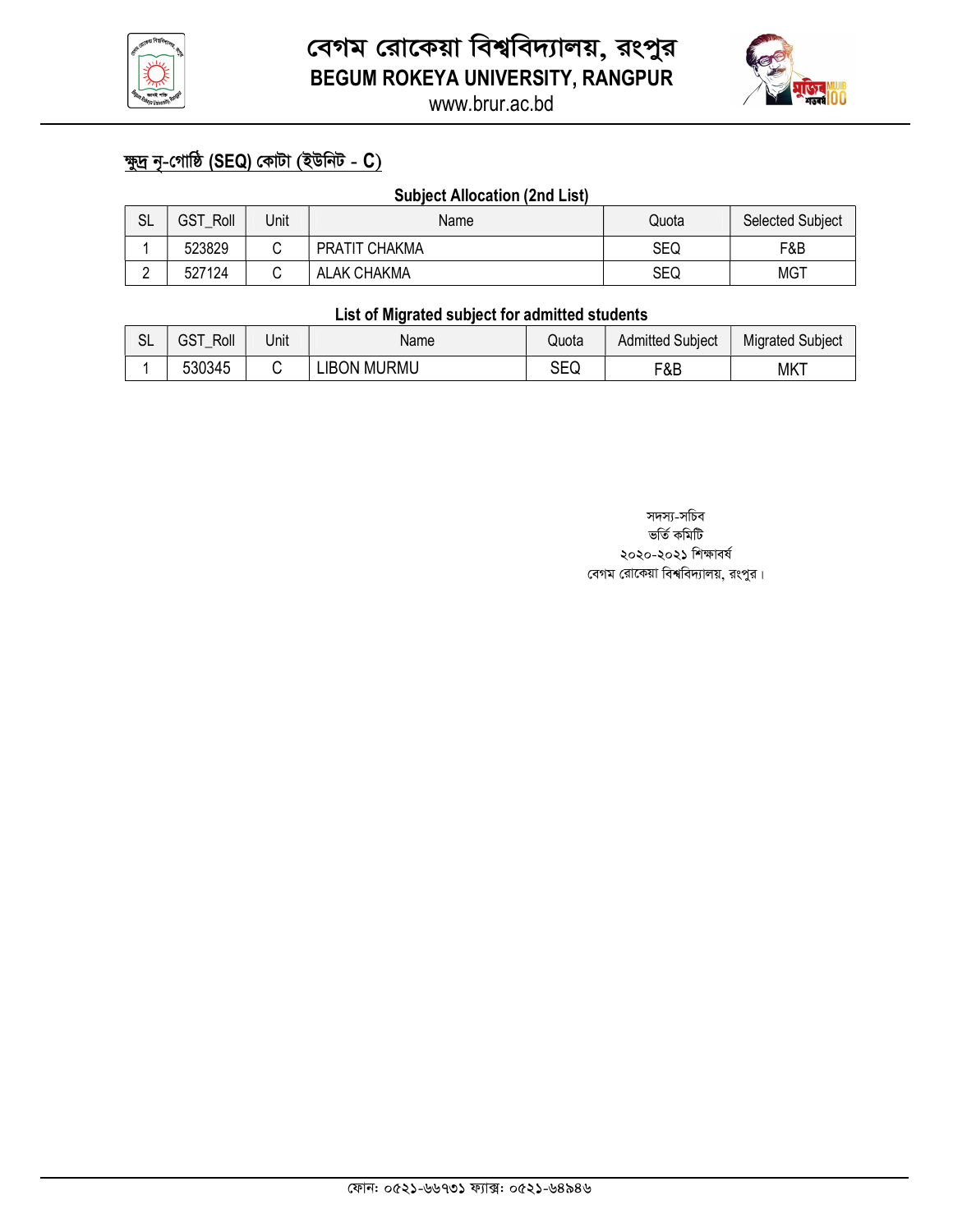# বেগম রোকেয়া বিশ্ববিদ্যালয়, রংপুর
## BEGUM ROKEYA UNIVERSITY, RANGPUR
www.brur.ac.bd

### ক্ষুদ্র নৃ-গোষ্ঠি (SEQ) কোটা (ইউনিট - C)

**Subject Allocation (2nd List)**

| SL | GST_Roll | Unit | Name | Quota | Selected Subject |
|---|---|---|---|---|---|
| 1 | 523829 | C | PRATIT CHAKMA | SEQ | F&B |
| 2 | 527124 | C | ALAK CHAKMA | SEQ | MGT |

**List of Migrated subject for admitted students**

| SL | GST_Roll | Unit | Name | Quota | Admitted Subject | Migrated Subject |
|---|---|---|---|---|---|---|
| 1 | 530345 | C | LIBON MURMU | SEQ | F&B | MKT |

সদস্য-সচিব
ভর্তি কমিটি
২০২০-২০২১ শিক্ষাবর্ষ
বেগম রোকেয়া বিশ্ববিদ্যালয়, রংপুর।

ফোন: ০৫২১-৬৬৭৩১ ফ্যাক্স: ০৫২১-৬৪৯৪৬